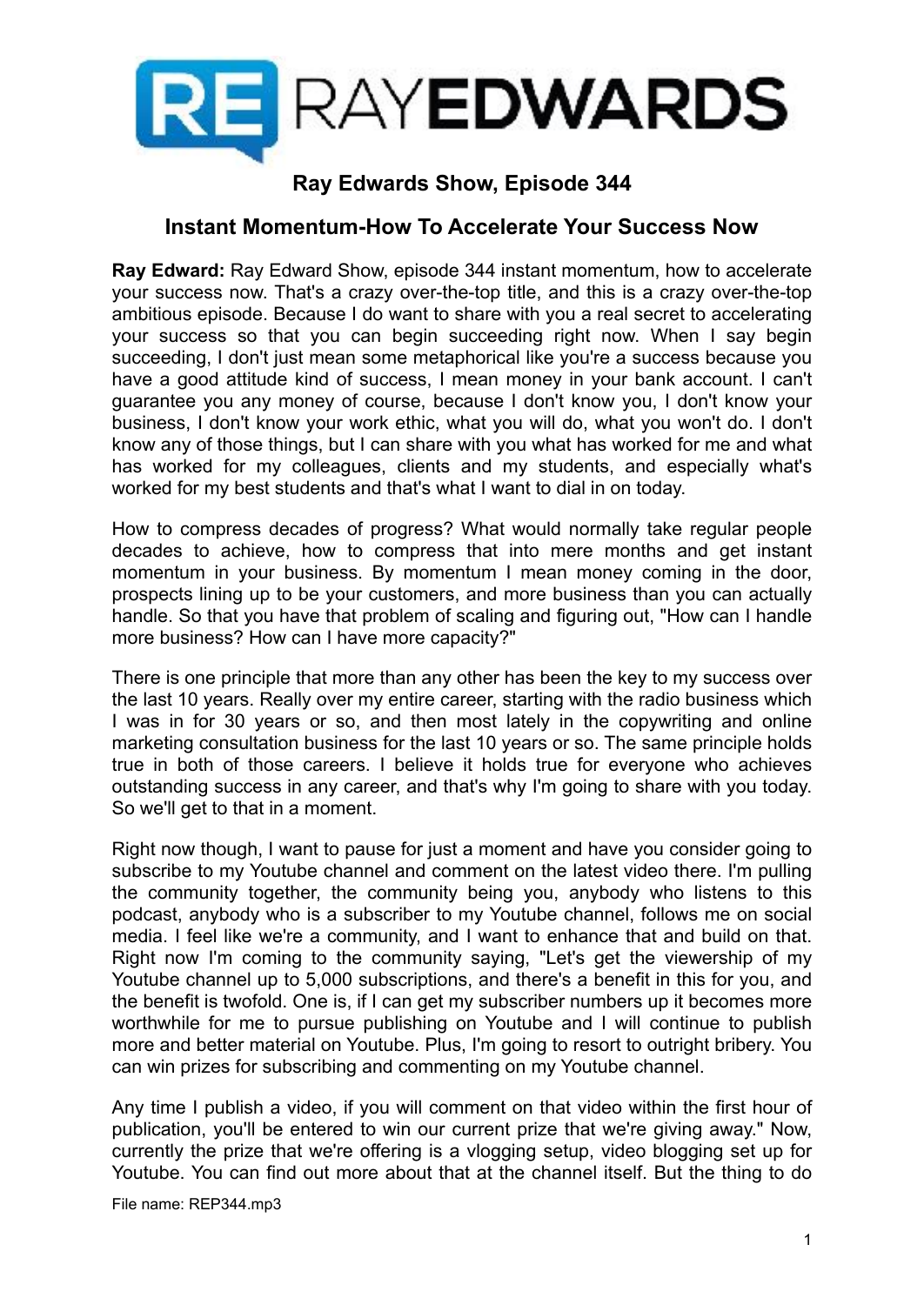# Ray Edwards Show, Episode 344

## Instant Momentum-How To Accelerate Your Success Now

**Ray Edward:** Ray Edward Show, episode 344 instant momentum, how to accelerate your success now. That's a crazy over-the-top title, and this is a crazy over-the-top ambitious episode. Because I do want to share with you a real secret to accelerating your success so that you can begin succeeding right now. When I say begin succeeding, I don't just mean some metaphorical like you're a success because you have a good attitude kind of success, I mean money in your bank account. I can't guarantee you any money of course, because I don't know you, I don't know your business, I don't know your work ethic, what you will do, what you won't do. I don't know any of those things, but I can share with you what has worked for me and what has worked for my colleagues, clients and my students, and especially what's worked for my best students and that's what I want to dial in on today.

How to compress decades of progress? What would normally take regular people decades to achieve, how to compress that into mere months and get instant momentum in your business. By momentum I mean money coming in the door, prospects lining up to be your customers, and more business than you can actually handle. So that you have that problem of scaling and figuring out, "How can I handle more business? How can I have more capacity?"

There is one principle that more than any other has been the key to my success over the last 10 years. Really over my entire career, starting with the radio business which I was in for 30 years or so, and then most lately in the copywriting and online marketing consultation business for the last 10 years or so. The same principle holds true in both of those careers. I believe it holds true for everyone who achieves outstanding success in any career, and that's why I'm going to share with you today. So we'll get to that in a moment.

Right now though, I want to pause for just a moment and have you consider going to subscribe to my Youtube channel and comment on the latest video there. I'm pulling the community together, the community being you, anybody who listens to this podcast, anybody who is a subscriber to my Youtube channel, follows me on social media. I feel like we're a community, and I want to enhance that and build on that. Right now I'm coming to the community saying, "Let's get the viewership of my Youtube channel up to 5,000 subscriptions, and there's a benefit in this for you, and the benefit is twofold. One is, if I can get my subscriber numbers up it becomes more worthwhile for me to pursue publishing on Youtube and I will continue to publish more and better material on Youtube. Plus, I'm going to resort to outright bribery. You can win prizes for subscribing and commenting on my Youtube channel.

Any time I publish a video, if you will comment on that video within the first hour of publication, you'll be entered to win our current prize that we're giving away." Now, currently the prize that we're offering is a vlogging setup, video blogging set up for Youtube. You can find out more about that at the channel itself. But the thing to do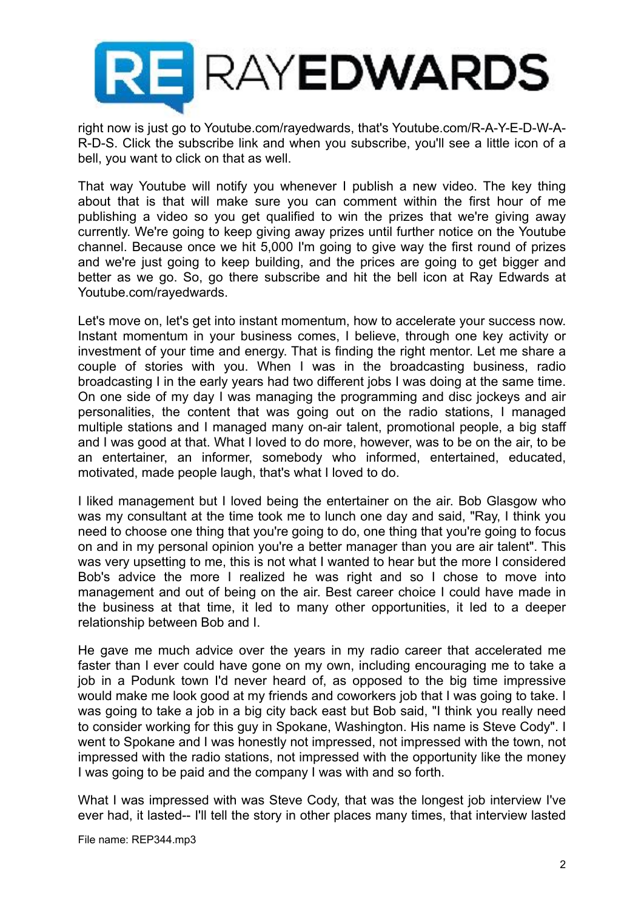right now is just go to Youtube.com/rayedwards, that's Youtube.com/R-A-Y-E-D-W-A-R-D-S. Click the subscribe link and when you subscribe, you'll see a little icon of a bell, you want to click on that as well.

That way Youtube will notify you whenever I publish a new video. The key thing about that is that will make sure you can comment within the first hour of me publishing a video so you get qualified to win the prizes that we're giving away currently. We're going to keep giving away prizes until further notice on the Youtube channel. Because once we hit 5,000 I'm going to give way the first round of prizes and we're just going to keep building, and the prices are going to get bigger and better as we go. So, go there subscribe and hit the bell icon at Ray Edwards at Youtube.com/rayedwards.

Let's move on, let's get into instant momentum, how to accelerate your success now. Instant momentum in your business comes, I believe, through one key activity or investment of your time and energy. That is finding the right mentor. Let me share a couple of stories with you. When I was in the broadcasting business, radio broadcasting I in the early years had two different jobs I was doing at the same time. On one side of my day I was managing the programming and disc jockeys and air personalities, the content that was going out on the radio stations, I managed multiple stations and I managed many on-air talent, promotional people, a big staff and I was good at that. What I loved to do more, however, was to be on the air, to be an entertainer, an informer, somebody who informed, entertained, educated, motivated, made people laugh, that's what I loved to do.

I liked management but I loved being the entertainer on the air. Bob Glasgow who was my consultant at the time took me to lunch one day and said, "Ray, I think you need to choose one thing that you're going to do, one thing that you're going to focus on and in my personal opinion you're a better manager than you are air talent". This was very upsetting to me, this is not what I wanted to hear but the more I considered Bob's advice the more I realized he was right and so I chose to move into management and out of being on the air. Best career choice I could have made in the business at that time, it led to many other opportunities, it led to a deeper relationship between Bob and I.

He gave me much advice over the years in my radio career that accelerated me faster than I ever could have gone on my own, including encouraging me to take a job in a Podunk town I'd never heard of, as opposed to the big time impressive would make me look good at my friends and coworkers job that I was going to take. I was going to take a job in a big city back east but Bob said, "I think you really need to consider working for this guy in Spokane, Washington. His name is Steve Cody". I went to Spokane and I was honestly not impressed, not impressed with the town, not impressed with the radio stations, not impressed with the opportunity like the money I was going to be paid and the company I was with and so forth.

What I was impressed with was Steve Cody, that was the longest job interview I've ever had, it lasted-- I'll tell the story in other places many times, that interview lasted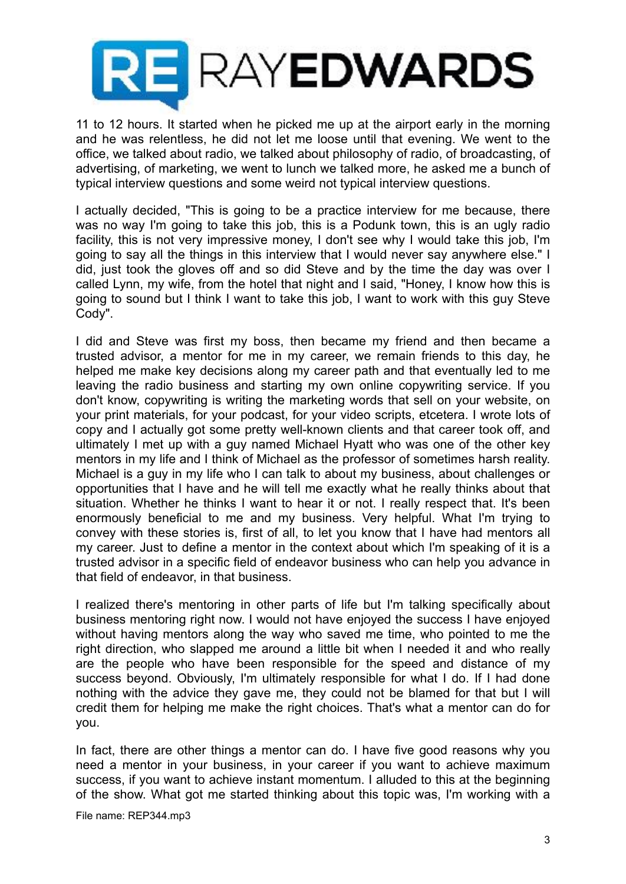11 to 12 hours. It started when he picked me up at the airport early in the morning and he was relentless, he did not let me loose until that evening. We went to the office, we talked about radio, we talked about philosophy of radio, of broadcasting, of advertising, of marketing, we went to lunch we talked more, he asked me a bunch of typical interview questions and some weird not typical interview questions.

I actually decided, "This is going to be a practice interview for me because, there was no way I'm going to take this job, this is a Podunk town, this is an ugly radio facility, this is not very impressive money, I don't see why I would take this job, I'm going to say all the things in this interview that I would never say anywhere else." I did, just took the gloves off and so did Steve and by the time the day was over I called Lynn, my wife, from the hotel that night and I said, "Honey, I know how this is going to sound but I think I want to take this job, I want to work with this guy Steve Cody".

I did and Steve was first my boss, then became my friend and then became a trusted advisor, a mentor for me in my career, we remain friends to this day, he helped me make key decisions along my career path and that eventually led to me leaving the radio business and starting my own online copywriting service. If you don't know, copywriting is writing the marketing words that sell on your website, on your print materials, for your podcast, for your video scripts, etcetera. I wrote lots of copy and I actually got some pretty well-known clients and that career took off, and ultimately I met up with a guy named Michael Hyatt who was one of the other key mentors in my life and I think of Michael as the professor of sometimes harsh reality. Michael is a guy in my life who I can talk to about my business, about challenges or opportunities that I have and he will tell me exactly what he really thinks about that situation. Whether he thinks I want to hear it or not. I really respect that. It's been enormously beneficial to me and my business. Very helpful. What I'm trying to convey with these stories is, first of all, to let you know that I have had mentors all my career. Just to define a mentor in the context about which I'm speaking of it is a trusted advisor in a specific field of endeavor business who can help you advance in that field of endeavor, in that business.

I realized there's mentoring in other parts of life but I'm talking specifically about business mentoring right now. I would not have enjoyed the success I have enjoyed without having mentors along the way who saved me time, who pointed to me the right direction, who slapped me around a little bit when I needed it and who really are the people who have been responsible for the speed and distance of my success beyond. Obviously, I'm ultimately responsible for what I do. If I had done nothing with the advice they gave me, they could not be blamed for that but I will credit them for helping me make the right choices. That's what a mentor can do for you.

In fact, there are other things a mentor can do. I have five good reasons why you need a mentor in your business, in your career if you want to achieve maximum success, if you want to achieve instant momentum. I alluded to this at the beginning of the show. What got me started thinking about this topic was, I'm working with a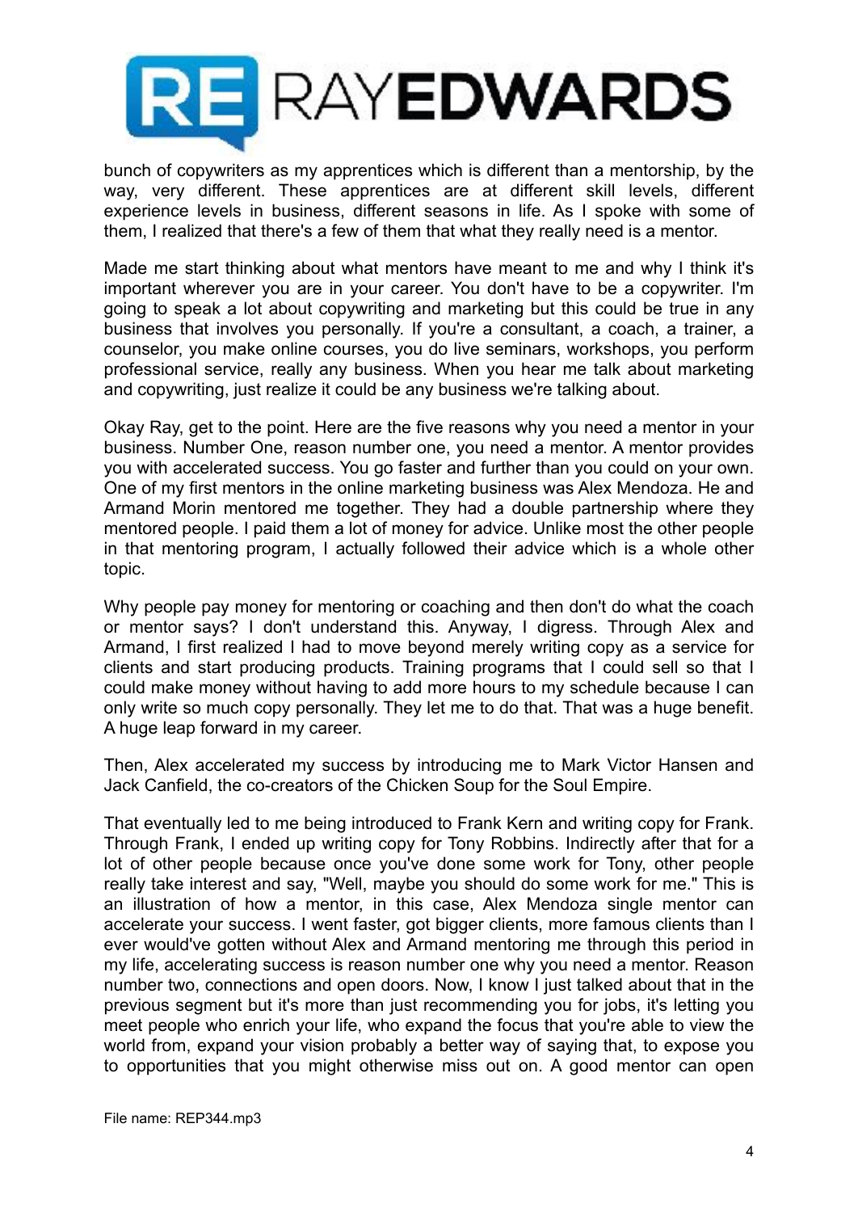bunch of copywriters as my apprentices which is different than a mentorship, by the way, very different. These apprentices are at different skill levels, different experience levels in business, different seasons in life. As I spoke with some of them, I realized that there's a few of them that what they really need is a mentor.

Made me start thinking about what mentors have meant to me and why I think it's important wherever you are in your career. You don't have to be a copywriter. I'm going to speak a lot about copywriting and marketing but this could be true in any business that involves you personally. If you're a consultant, a coach, a trainer, a counselor, you make online courses, you do live seminars, workshops, you perform professional service, really any business. When you hear me talk about marketing and copywriting, just realize it could be any business we're talking about.

Okay Ray, get to the point. Here are the five reasons why you need a mentor in your business. Number One, reason number one, you need a mentor. A mentor provides you with accelerated success. You go faster and further than you could on your own. One of my first mentors in the online marketing business was Alex Mendoza. He and Armand Morin mentored me together. They had a double partnership where they mentored people. I paid them a lot of money for advice. Unlike most the other people in that mentoring program, I actually followed their advice which is a whole other topic.

Why people pay money for mentoring or coaching and then don't do what the coach or mentor says? I don't understand this. Anyway, I digress. Through Alex and Armand, I first realized I had to move beyond merely writing copy as a service for clients and start producing products. Training programs that I could sell so that I could make money without having to add more hours to my schedule because I can only write so much copy personally. They let me to do that. That was a huge benefit. A huge leap forward in my career.

Then, Alex accelerated my success by introducing me to Mark Victor Hansen and Jack Canfield, the co-creators of the Chicken Soup for the Soul Empire.

That eventually led to me being introduced to Frank Kern and writing copy for Frank. Through Frank, I ended up writing copy for Tony Robbins. Indirectly after that for a lot of other people because once you've done some work for Tony, other people really take interest and say, "Well, maybe you should do some work for me." This is an illustration of how a mentor, in this case, Alex Mendoza single mentor can accelerate your success. I went faster, got bigger clients, more famous clients than I ever would've gotten without Alex and Armand mentoring me through this period in my life, accelerating success is reason number one why you need a mentor. Reason number two, connections and open doors. Now, I know I just talked about that in the previous segment but it's more than just recommending you for jobs, it's letting you meet people who enrich your life, who expand the focus that you're able to view the world from, expand your vision probably a better way of saying that, to expose you to opportunities that you might otherwise miss out on. A good mentor can open

File name: REP344.mp3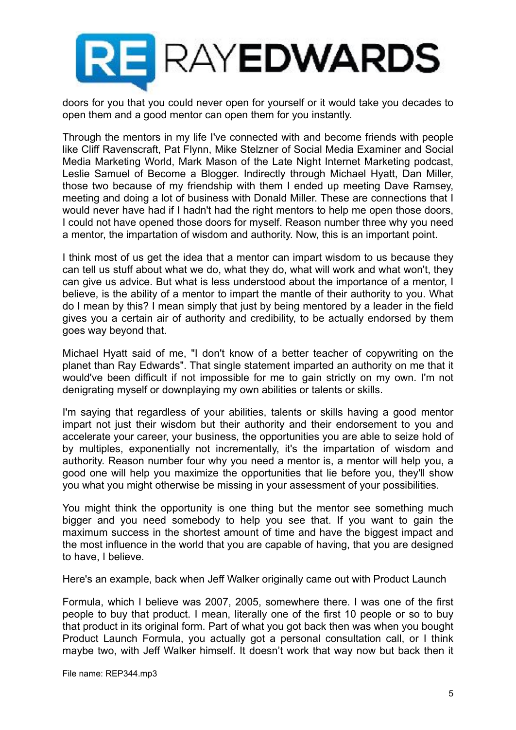doors for you that you could never open for yourself or it would take you decades to open them and a good mentor can open them for you instantly.

Through the mentors in my life I've connected with and become friends with people like Cliff Ravenscraft, Pat Flynn, Mike Stelzner of Social Media Examiner and Social Media Marketing World, Mark Mason of the Late Night Internet Marketing podcast, Leslie Samuel of Become a Blogger. Indirectly through Michael Hyatt, Dan Miller, those two because of my friendship with them I ended up meeting Dave Ramsey, meeting and doing a lot of business with Donald Miller. These are connections that I would never have had if I hadn't had the right mentors to help me open those doors, I could not have opened those doors for myself. Reason number three why you need a mentor, the impartation of wisdom and authority. Now, this is an important point.

I think most of us get the idea that a mentor can impart wisdom to us because they can tell us stuff about what we do, what they do, what will work and what won't, they can give us advice. But what is less understood about the importance of a mentor, I believe, is the ability of a mentor to impart the mantle of their authority to you. What do I mean by this? I mean simply that just by being mentored by a leader in the field gives you a certain air of authority and credibility, to be actually endorsed by them goes way beyond that.

Michael Hyatt said of me, "I don't know of a better teacher of copywriting on the planet than Ray Edwards". That single statement imparted an authority on me that it would've been difficult if not impossible for me to gain strictly on my own. I'm not denigrating myself or downplaying my own abilities or talents or skills.

I'm saying that regardless of your abilities, talents or skills having a good mentor impart not just their wisdom but their authority and their endorsement to you and accelerate your career, your business, the opportunities you are able to seize hold of by multiples, exponentially not incrementally, it's the impartation of wisdom and authority. Reason number four why you need a mentor is, a mentor will help you, a good one will help you maximize the opportunities that lie before you, they'll show you what you might otherwise be missing in your assessment of your possibilities.

You might think the opportunity is one thing but the mentor see something much bigger and you need somebody to help you see that. If you want to gain the maximum success in the shortest amount of time and have the biggest impact and the most influence in the world that you are capable of having, that you are designed to have, I believe.

Here's an example, back when Jeff Walker originally came out with Product Launch

Formula, which I believe was 2007, 2005, somewhere there. I was one of the first people to buy that product. I mean, literally one of the first 10 people or so to buy that product in its original form. Part of what you got back then was when you bought Product Launch Formula, you actually got a personal consultation call, or I think maybe two, with Jeff Walker himself. It doesn't work that way now but back then it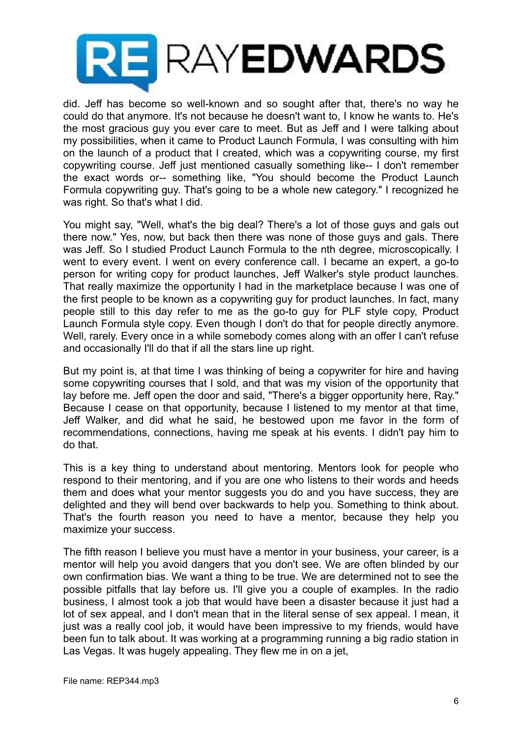did. Jeff has become so well-known and so sought after that, there's no way he could do that anymore. It's not because he doesn't want to, I know he wants to. He's the most gracious guy you ever care to meet. But as Jeff and I were talking about my possibilities, when it came to Product Launch Formula, I was consulting with him on the launch of a product that I created, which was a copywriting course, my first copywriting course. Jeff just mentioned casually something like-- I don't remember the exact words or-- something like, "You should become the Product Launch Formula copywriting guy. That's going to be a whole new category." I recognized he was right. So that's what I did.

You might say, "Well, what's the big deal? There's a lot of those guys and gals out there now." Yes, now, but back then there was none of those guys and gals. There was Jeff. So I studied Product Launch Formula to the nth degree, microscopically. I went to every event. I went on every conference call. I became an expert, a go-to person for writing copy for product launches, Jeff Walker's style product launches. That really maximize the opportunity I had in the marketplace because I was one of the first people to be known as a copywriting guy for product launches. In fact, many people still to this day refer to me as the go-to guy for PLF style copy, Product Launch Formula style copy. Even though I don't do that for people directly anymore. Well, rarely. Every once in a while somebody comes along with an offer I can't refuse and occasionally I'll do that if all the stars line up right.

But my point is, at that time I was thinking of being a copywriter for hire and having some copywriting courses that I sold, and that was my vision of the opportunity that lay before me. Jeff open the door and said, "There's a bigger opportunity here, Ray." Because I cease on that opportunity, because I listened to my mentor at that time, Jeff Walker, and did what he said, he bestowed upon me favor in the form of recommendations, connections, having me speak at his events. I didn't pay him to do that.

This is a key thing to understand about mentoring. Mentors look for people who respond to their mentoring, and if you are one who listens to their words and heeds them and does what your mentor suggests you do and you have success, they are delighted and they will bend over backwards to help you. Something to think about. That's the fourth reason you need to have a mentor, because they help you maximize your success.

The fifth reason I believe you must have a mentor in your business, your career, is a mentor will help you avoid dangers that you don't see. We are often blinded by our own confirmation bias. We want a thing to be true. We are determined not to see the possible pitfalls that lay before us. I'll give you a couple of examples. In the radio business, I almost took a job that would have been a disaster because it just had a lot of sex appeal, and I don't mean that in the literal sense of sex appeal. I mean, it just was a really cool job, it would have been impressive to my friends, would have been fun to talk about. It was working at a programming running a big radio station in Las Vegas. It was hugely appealing. They flew me in on a jet,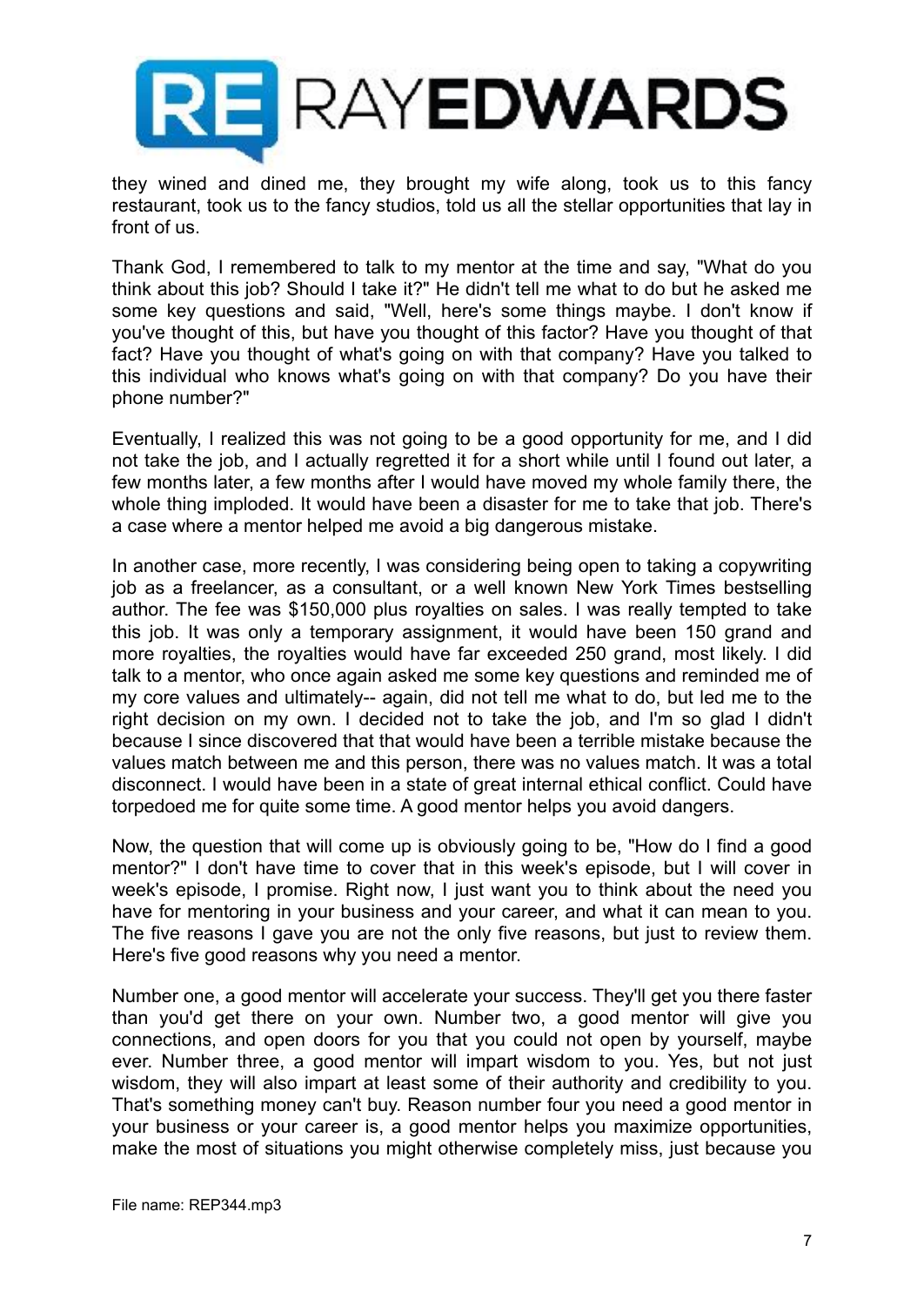they wined and dined me, they brought my wife along, took us to this fancy restaurant, took us to the fancy studios, told us all the stellar opportunities that lay in front of us.

Thank God, I remembered to talk to my mentor at the time and say, "What do you think about this job? Should I take it?" He didn't tell me what to do but he asked me some key questions and said, "Well, here's some things maybe. I don't know if you've thought of this, but have you thought of this factor? Have you thought of that fact? Have you thought of what's going on with that company? Have you talked to this individual who knows what's going on with that company? Do you have their phone number?"

Eventually, I realized this was not going to be a good opportunity for me, and I did not take the job, and I actually regretted it for a short while until I found out later, a few months later, a few months after I would have moved my whole family there, the whole thing imploded. It would have been a disaster for me to take that job. There's a case where a mentor helped me avoid a big dangerous mistake.

In another case, more recently, I was considering being open to taking a copywriting job as a freelancer, as a consultant, or a well known New York Times bestselling author. The fee was $150,000 plus royalties on sales. I was really tempted to take this job. It was only a temporary assignment, it would have been 150 grand and more royalties, the royalties would have far exceeded 250 grand, most likely. I did talk to a mentor, who once again asked me some key questions and reminded me of my core values and ultimately-- again, did not tell me what to do, but led me to the right decision on my own. I decided not to take the job, and I'm so glad I didn't because I since discovered that that would have been a terrible mistake because the values match between me and this person, there was no values match. It was a total disconnect. I would have been in a state of great internal ethical conflict. Could have torpedoed me for quite some time. A good mentor helps you avoid dangers.

Now, the question that will come up is obviously going to be, "How do I find a good mentor?" I don't have time to cover that in this week's episode, but I will cover in week's episode, I promise. Right now, I just want you to think about the need you have for mentoring in your business and your career, and what it can mean to you. The five reasons I gave you are not the only five reasons, but just to review them. Here's five good reasons why you need a mentor.

Number one, a good mentor will accelerate your success. They'll get you there faster than you'd get there on your own. Number two, a good mentor will give you connections, and open doors for you that you could not open by yourself, maybe ever. Number three, a good mentor will impart wisdom to you. Yes, but not just wisdom, they will also impart at least some of their authority and credibility to you. That's something money can't buy. Reason number four you need a good mentor in your business or your career is, a good mentor helps you maximize opportunities, make the most of situations you might otherwise completely miss, just because you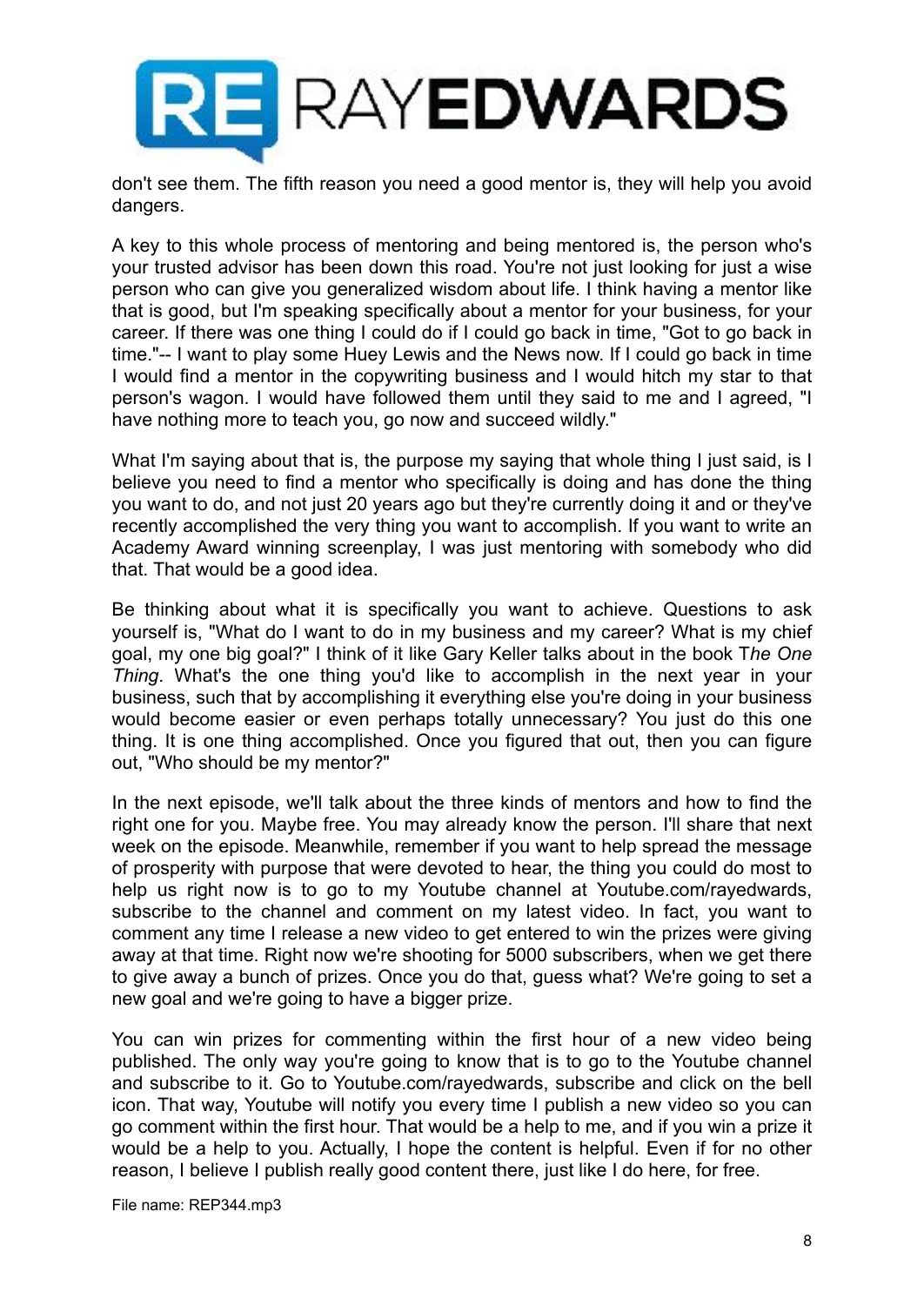don't see them. The fifth reason you need a good mentor is, they will help you avoid dangers.

A key to this whole process of mentoring and being mentored is, the person who's your trusted advisor has been down this road. You're not just looking for just a wise person who can give you generalized wisdom about life. I think having a mentor like that is good, but I'm speaking specifically about a mentor for your business, for your career. If there was one thing I could do if I could go back in time, "Got to go back in time."-- I want to play some Huey Lewis and the News now. If I could go back in time I would find a mentor in the copywriting business and I would hitch my star to that person's wagon. I would have followed them until they said to me and I agreed, "I have nothing more to teach you, go now and succeed wildly."

What I'm saying about that is, the purpose my saying that whole thing I just said, is I believe you need to find a mentor who specifically is doing and has done the thing you want to do, and not just 20 years ago but they're currently doing it and or they've recently accomplished the very thing you want to accomplish. If you want to write an Academy Award winning screenplay, I was just mentoring with somebody who did that. That would be a good idea.

Be thinking about what it is specifically you want to achieve. Questions to ask yourself is, "What do I want to do in my business and my career? What is my chief goal, my one big goal?" I think of it like Gary Keller talks about in the book T*he One Thing*. What's the one thing you'd like to accomplish in the next year in your business, such that by accomplishing it everything else you're doing in your business would become easier or even perhaps totally unnecessary? You just do this one thing. It is one thing accomplished. Once you figured that out, then you can figure out, "Who should be my mentor?"

In the next episode, we'll talk about the three kinds of mentors and how to find the right one for you. Maybe free. You may already know the person. I'll share that next week on the episode. Meanwhile, remember if you want to help spread the message of prosperity with purpose that were devoted to hear, the thing you could do most to help us right now is to go to my Youtube channel at Youtube.com/rayedwards, subscribe to the channel and comment on my latest video. In fact, you want to comment any time I release a new video to get entered to win the prizes were giving away at that time. Right now we're shooting for 5000 subscribers, when we get there to give away a bunch of prizes. Once you do that, guess what? We're going to set a new goal and we're going to have a bigger prize.

You can win prizes for commenting within the first hour of a new video being published. The only way you're going to know that is to go to the Youtube channel and subscribe to it. Go to Youtube.com/rayedwards, subscribe and click on the bell icon. That way, Youtube will notify you every time I publish a new video so you can go comment within the first hour. That would be a help to me, and if you win a prize it would be a help to you. Actually, I hope the content is helpful. Even if for no other reason, I believe I publish really good content there, just like I do here, for free.

File name: REP344.mp3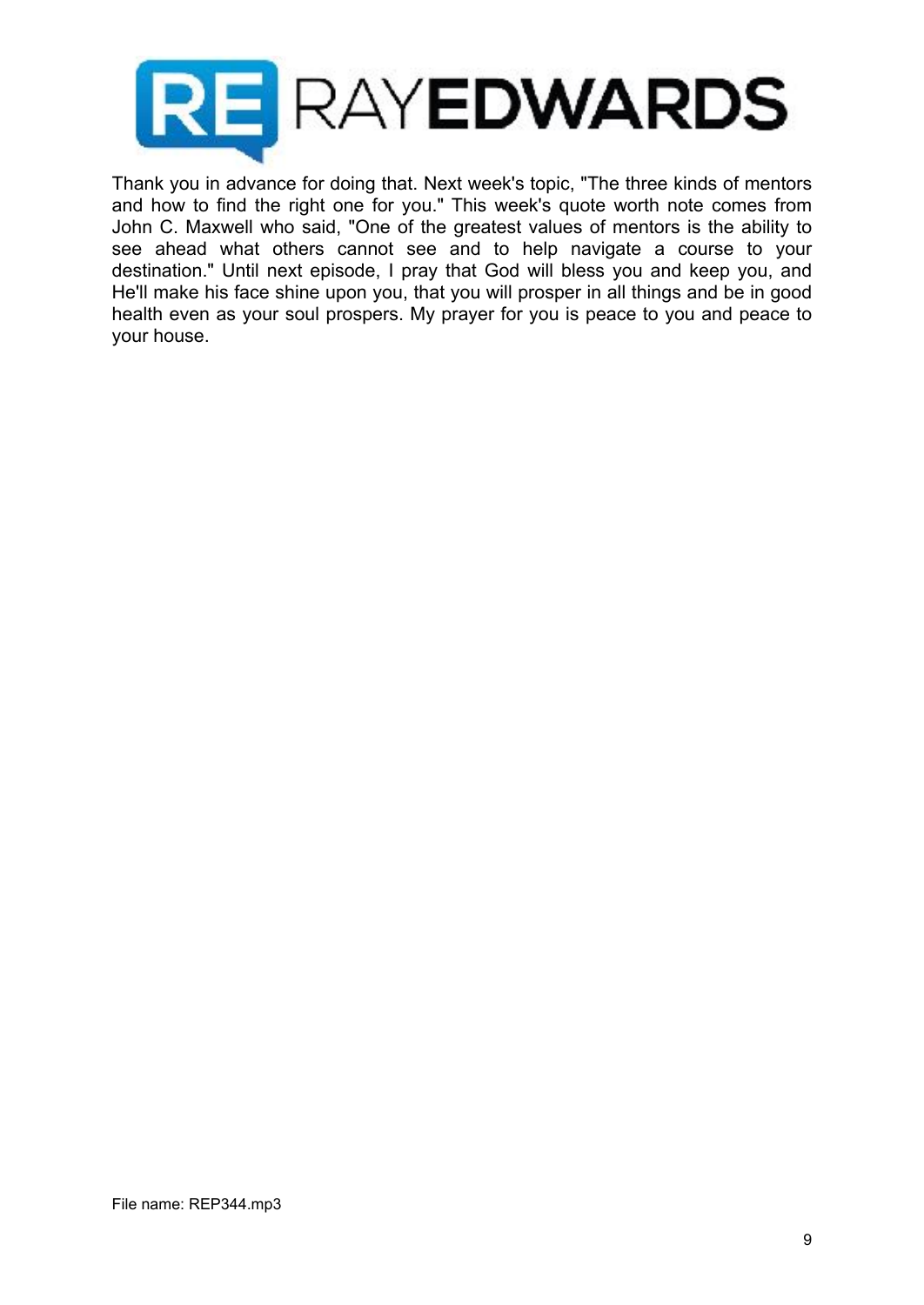Thank you in advance for doing that. Next week's topic, "The three kinds of mentors and how to find the right one for you." This week's quote worth note comes from John C. Maxwell who said, "One of the greatest values of mentors is the ability to see ahead what others cannot see and to help navigate a course to your destination." Until next episode, I pray that God will bless you and keep you, and He'll make his face shine upon you, that you will prosper in all things and be in good health even as your soul prospers. My prayer for you is peace to you and peace to your house.